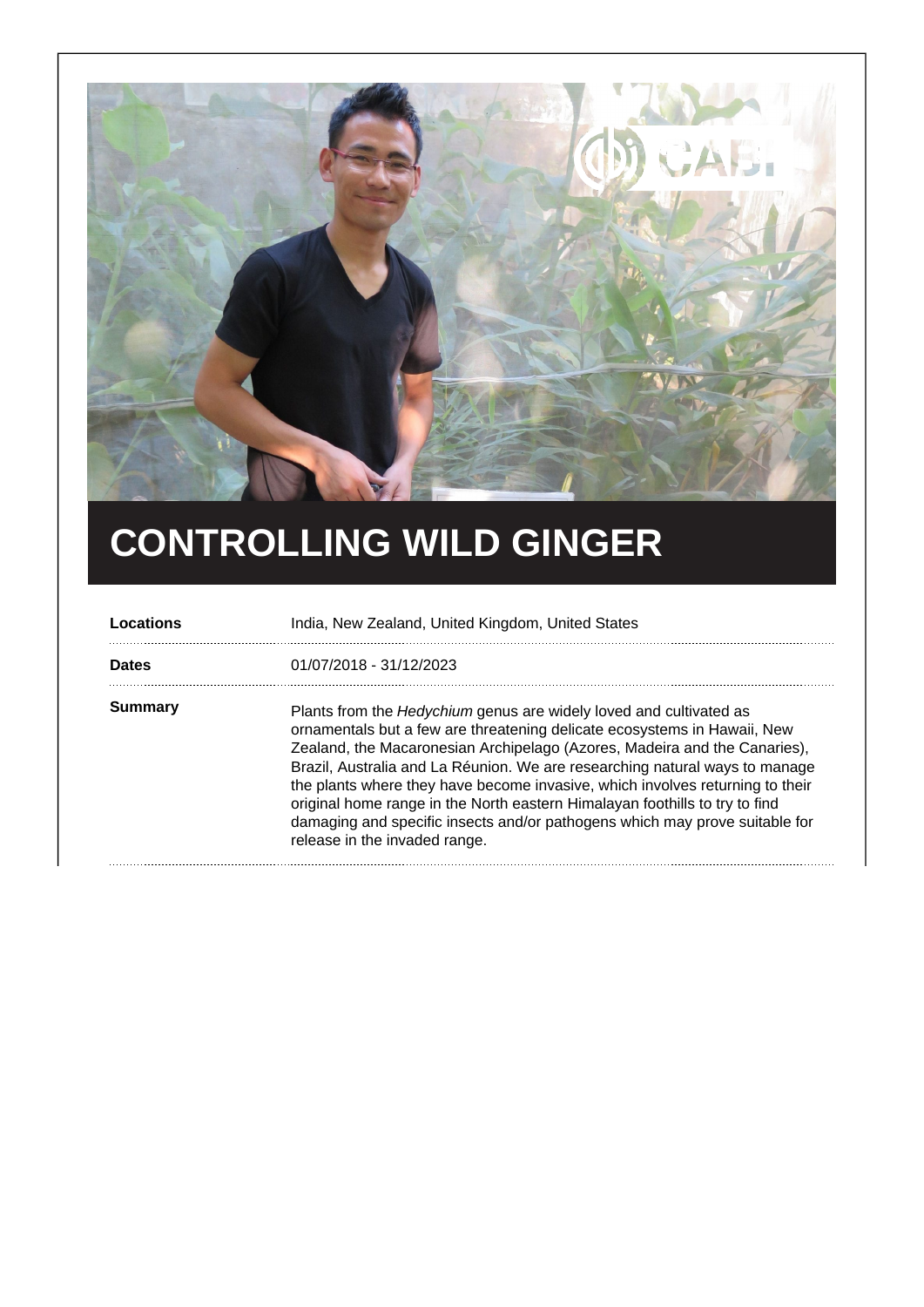# CONTROLLING WILD GINGER

| | |
|---|---|
| **Locations** | India, New Zealand, United Kingdom, United States |
| **Dates** | 01/07/2018 - 31/12/2023 |
| **Summary** | Plants from the *Hedychium* genus are widely loved and cultivated as ornamentals but a few are threatening delicate ecosystems in Hawaii, New Zealand, the Macaronesian Archipelago (Azores, Madeira and the Canaries), Brazil, Australia and La Réunion. We are researching natural ways to manage the plants where they have become invasive, which involves returning to their original home range in the North eastern Himalayan foothills to try to find damaging and specific insects and/or pathogens which may prove suitable for release in the invaded range. |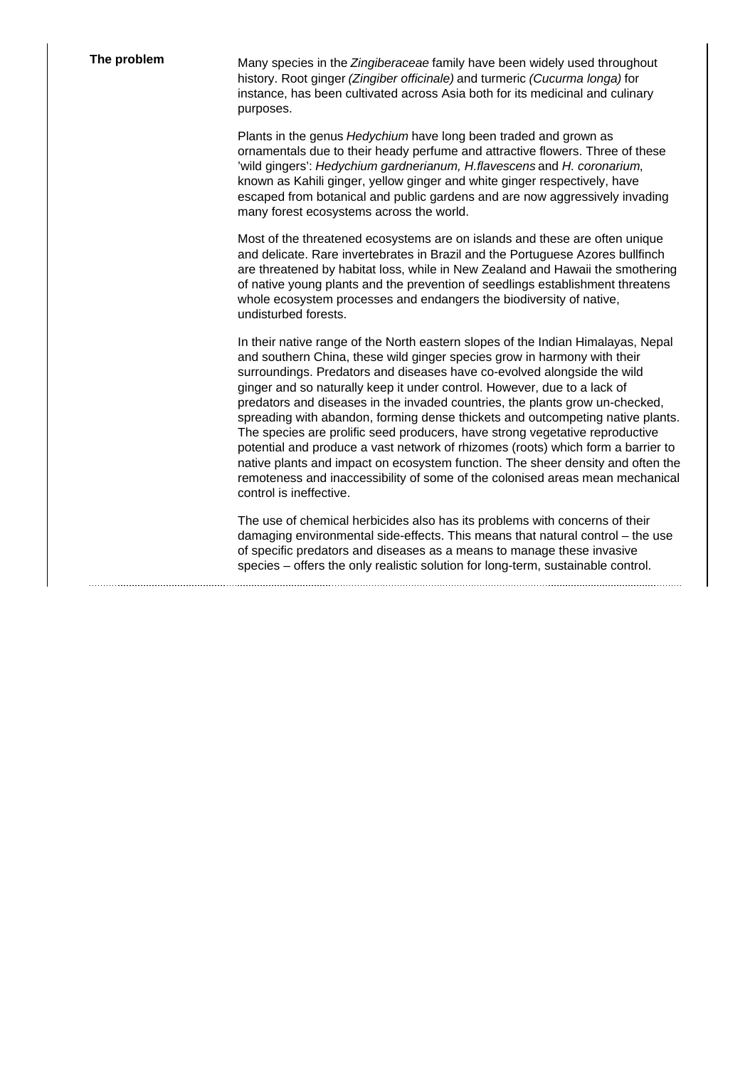**The problem**

Many species in the *Zingiberaceae* family have been widely used throughout history. Root ginger *(Zingiber officinale)* and turmeric *(Cucurma longa)* for instance, has been cultivated across Asia both for its medicinal and culinary purposes.

Plants in the genus *Hedychium* have long been traded and grown as ornamentals due to their heady perfume and attractive flowers. Three of these 'wild gingers': *Hedychium gardnerianum, H.flavescens* and *H. coronarium*, known as Kahili ginger, yellow ginger and white ginger respectively, have escaped from botanical and public gardens and are now aggressively invading many forest ecosystems across the world.

Most of the threatened ecosystems are on islands and these are often unique and delicate. Rare invertebrates in Brazil and the Portuguese Azores bullfinch are threatened by habitat loss, while in New Zealand and Hawaii the smothering of native young plants and the prevention of seedlings establishment threatens whole ecosystem processes and endangers the biodiversity of native, undisturbed forests.

In their native range of the North eastern slopes of the Indian Himalayas, Nepal and southern China, these wild ginger species grow in harmony with their surroundings. Predators and diseases have co-evolved alongside the wild ginger and so naturally keep it under control. However, due to a lack of predators and diseases in the invaded countries, the plants grow un-checked, spreading with abandon, forming dense thickets and outcompeting native plants. The species are prolific seed producers, have strong vegetative reproductive potential and produce a vast network of rhizomes (roots) which form a barrier to native plants and impact on ecosystem function. The sheer density and often the remoteness and inaccessibility of some of the colonised areas mean mechanical control is ineffective.

The use of chemical herbicides also has its problems with concerns of their damaging environmental side-effects. This means that natural control – the use of specific predators and diseases as a means to manage these invasive species – offers the only realistic solution for long-term, sustainable control.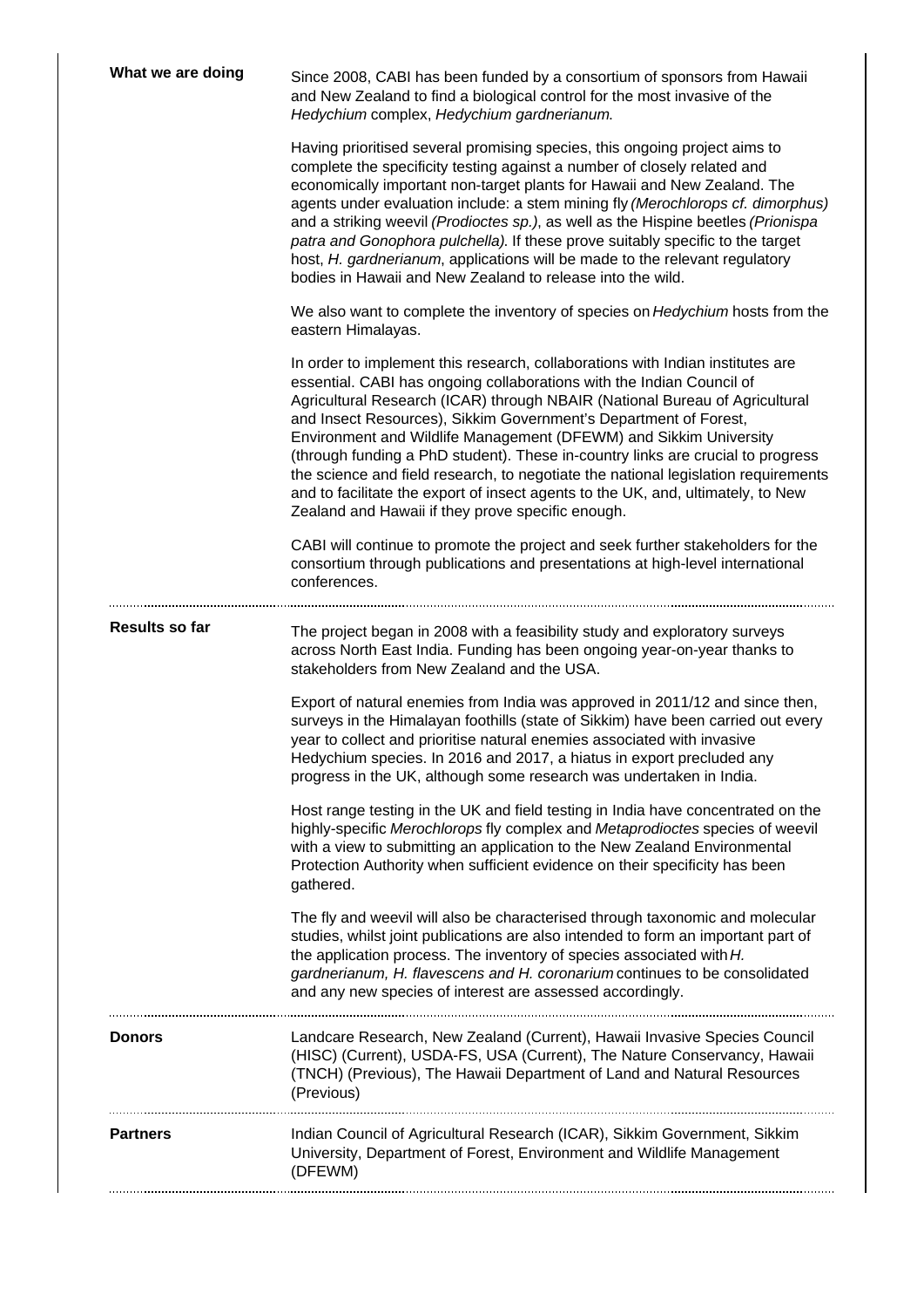## What we are doing

Since 2008, CABI has been funded by a consortium of sponsors from Hawaii and New Zealand to find a biological control for the most invasive of the *Hedychium* complex, *Hedychium gardnerianum*.

Having prioritised several promising species, this ongoing project aims to complete the specificity testing against a number of closely related and economically important non-target plants for Hawaii and New Zealand. The agents under evaluation include: a stem mining fly *(Merochlorops cf. dimorphus)* and a striking weevil *(Prodioctes sp.)*, as well as the Hispine beetles *(Prionispa patra and Gonophora pulchella)*. If these prove suitably specific to the target host, *H. gardnerianum*, applications will be made to the relevant regulatory bodies in Hawaii and New Zealand to release into the wild.

We also want to complete the inventory of species on *Hedychium* hosts from the eastern Himalayas.

In order to implement this research, collaborations with Indian institutes are essential. CABI has ongoing collaborations with the Indian Council of Agricultural Research (ICAR) through NBAIR (National Bureau of Agricultural and Insect Resources), Sikkim Government's Department of Forest, Environment and Wildlife Management (DFEWM) and Sikkim University (through funding a PhD student). These in-country links are crucial to progress the science and field research, to negotiate the national legislation requirements and to facilitate the export of insect agents to the UK, and, ultimately, to New Zealand and Hawaii if they prove specific enough.

CABI will continue to promote the project and seek further stakeholders for the consortium through publications and presentations at high-level international conferences.

## Results so far

The project began in 2008 with a feasibility study and exploratory surveys across North East India. Funding has been ongoing year-on-year thanks to stakeholders from New Zealand and the USA.

Export of natural enemies from India was approved in 2011/12 and since then, surveys in the Himalayan foothills (state of Sikkim) have been carried out every year to collect and prioritise natural enemies associated with invasive Hedychium species. In 2016 and 2017, a hiatus in export precluded any progress in the UK, although some research was undertaken in India.

Host range testing in the UK and field testing in India have concentrated on the highly-specific *Merochlorops* fly complex and *Metaprodioctes* species of weevil with a view to submitting an application to the New Zealand Environmental Protection Authority when sufficient evidence on their specificity has been gathered.

The fly and weevil will also be characterised through taxonomic and molecular studies, whilst joint publications are also intended to form an important part of the application process. The inventory of species associated with *H. gardnerianum, H. flavescens and H. coronarium* continues to be consolidated and any new species of interest are assessed accordingly.

## Donors

Landcare Research, New Zealand (Current), Hawaii Invasive Species Council (HISC) (Current), USDA-FS, USA (Current), The Nature Conservancy, Hawaii (TNCH) (Previous), The Hawaii Department of Land and Natural Resources (Previous)

## Partners

Indian Council of Agricultural Research (ICAR), Sikkim Government, Sikkim University, Department of Forest, Environment and Wildlife Management (DFEWM)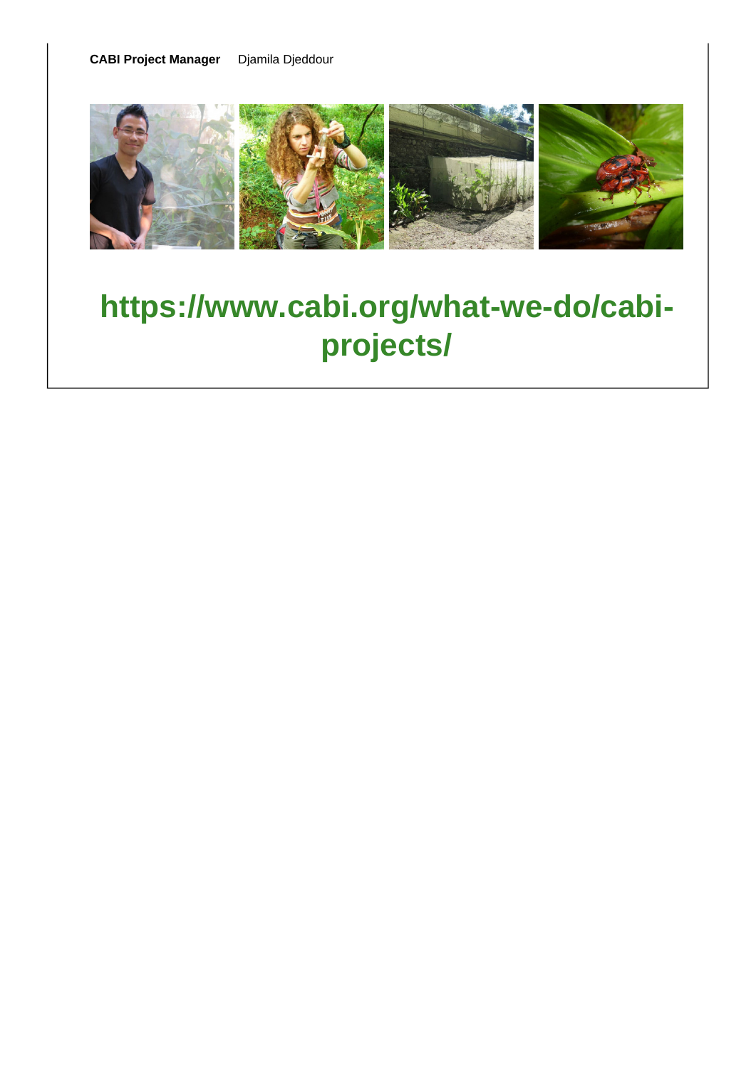**CABI Project Manager** Djamila Djeddour

**https://www.cabi.org/what-we-do/cabi-projects/**